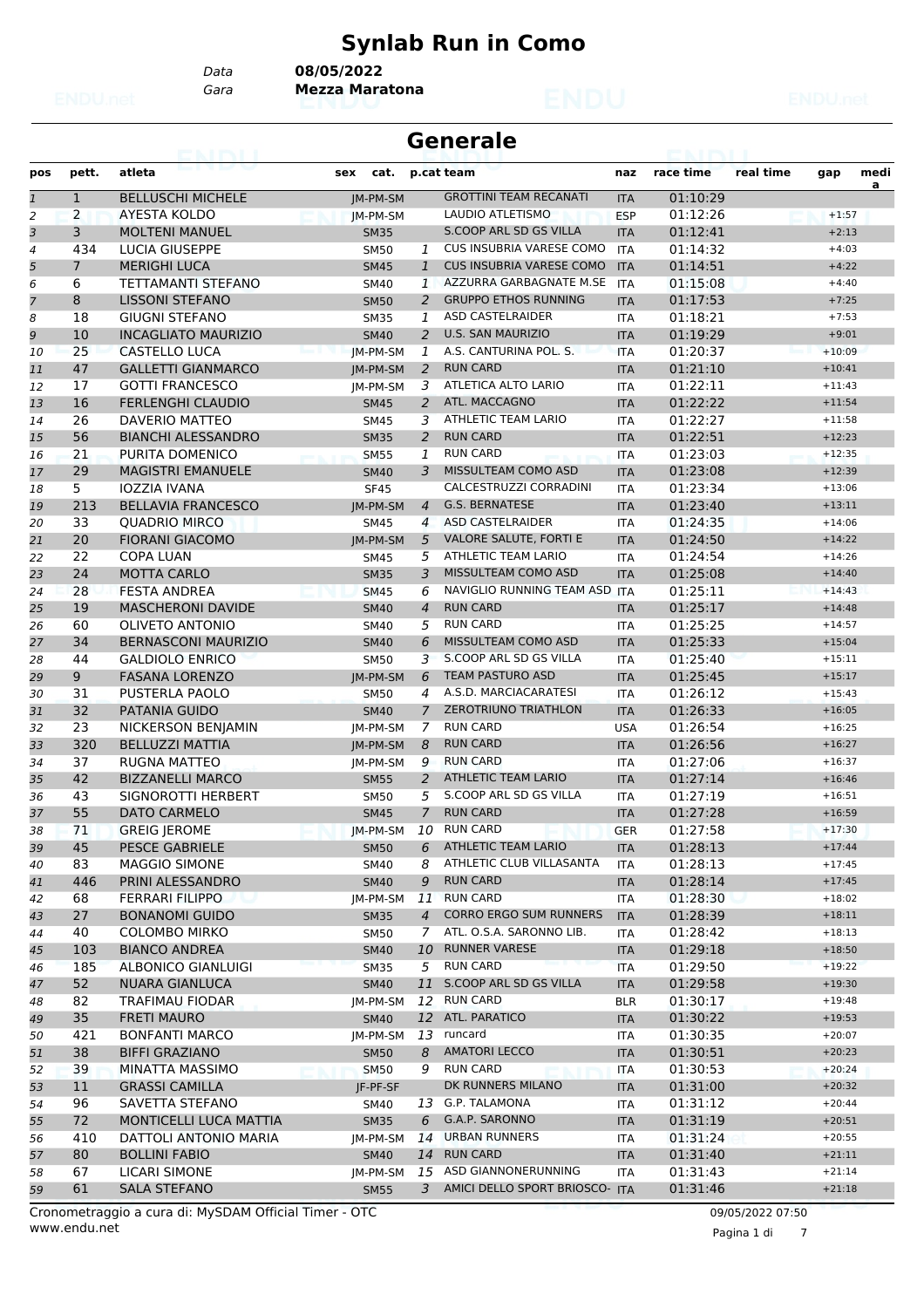# Synlab Run in Como

*Data* **08/05/2022**
*Gara* **Mezza Maratona**

## Generale

| pos | pett. | atleta | sex | cat. | p.cat | team | naz | race time | real time | gap | media |
|---|---|---|---|---|---|---|---|---|---|---|---|
| 1 | 1 | BELLUSCHI MICHELE | | JM-PM-SM | | GROTTINI TEAM RECANATI | ITA | 01:10:29 | | | |
| 2 | 2 | AYESTA KOLDO | | JM-PM-SM | | LAUDIO ATLETISMO | ESP | 01:12:26 | | +1:57 | |
| 3 | 3 | MOLTENI MANUEL | | SM35 | | S.COOP ARL SD GS VILLA | ITA | 01:12:41 | | +2:13 | |
| 4 | 434 | LUCIA GIUSEPPE | | SM50 | 1 | CUS INSUBRIA VARESE COMO | ITA | 01:14:32 | | +4:03 | |
| 5 | 7 | MERIGHI LUCA | | SM45 | 1 | CUS INSUBRIA VARESE COMO | ITA | 01:14:51 | | +4:22 | |
| 6 | 6 | TETTAMANTI STEFANO | | SM40 | 1 | AZZURRA GARBAGNATE M.SE | ITA | 01:15:08 | | +4:40 | |
| 7 | 8 | LISSONI STEFANO | | SM50 | 2 | GRUPPO ETHOS RUNNING | ITA | 01:17:53 | | +7:25 | |
| 8 | 18 | GIUGNI STEFANO | | SM35 | 1 | ASD CASTELRAIDER | ITA | 01:18:21 | | +7:53 | |
| 9 | 10 | INCAGLIATO MAURIZIO | | SM40 | 2 | U.S. SAN MAURIZIO | ITA | 01:19:29 | | +9:01 | |
| 10 | 25 | CASTELLO LUCA | | JM-PM-SM | 1 | A.S. CANTURINA POL. S. | ITA | 01:20:37 | | +10:09 | |
| 11 | 47 | GALLETTI GIANMARCO | | JM-PM-SM | 2 | RUN CARD | ITA | 01:21:10 | | +10:41 | |
| 12 | 17 | GOTTI FRANCESCO | | JM-PM-SM | 3 | ATLETICA ALTO LARIO | ITA | 01:22:11 | | +11:43 | |
| 13 | 16 | FERLENGHI CLAUDIO | | SM45 | 2 | ATL. MACCAGNO | ITA | 01:22:22 | | +11:54 | |
| 14 | 26 | DAVERIO MATTEO | | SM45 | 3 | ATHLETIC TEAM LARIO | ITA | 01:22:27 | | +11:58 | |
| 15 | 56 | BIANCHI ALESSANDRO | | SM35 | 2 | RUN CARD | ITA | 01:22:51 | | +12:23 | |
| 16 | 21 | PURITA DOMENICO | | SM55 | 1 | RUN CARD | ITA | 01:23:03 | | +12:35 | |
| 17 | 29 | MAGISTRI EMANUELE | | SM40 | 3 | MISSULTEAM COMO ASD | ITA | 01:23:08 | | +12:39 | |
| 18 | 5 | IOZZIA IVANA | | SF45 | | CALCESTRUZZI CORRADINI | ITA | 01:23:34 | | +13:06 | |
| 19 | 213 | BELLAVIA FRANCESCO | | JM-PM-SM | 4 | G.S. BERNATESE | ITA | 01:23:40 | | +13:11 | |
| 20 | 33 | QUADRIO MIRCO | | SM45 | 4 | ASD CASTELRAIDER | ITA | 01:24:35 | | +14:06 | |
| 21 | 20 | FIORANI GIACOMO | | JM-PM-SM | 5 | VALORE SALUTE, FORTI E | ITA | 01:24:50 | | +14:22 | |
| 22 | 22 | COPA LUAN | | SM45 | 5 | ATHLETIC TEAM LARIO | ITA | 01:24:54 | | +14:26 | |
| 23 | 24 | MOTTA CARLO | | SM35 | 3 | MISSULTEAM COMO ASD | ITA | 01:25:08 | | +14:40 | |
| 24 | 28 | FESTA ANDREA | | SM45 | 6 | NAVIGLIO RUNNING TEAM ASD | ITA | 01:25:11 | | +14:43 | |
| 25 | 19 | MASCHERONI DAVIDE | | SM40 | 4 | RUN CARD | ITA | 01:25:17 | | +14:48 | |
| 26 | 60 | OLIVETO ANTONIO | | SM40 | 5 | RUN CARD | ITA | 01:25:25 | | +14:57 | |
| 27 | 34 | BERNASCONI MAURIZIO | | SM40 | 6 | MISSULTEAM COMO ASD | ITA | 01:25:33 | | +15:04 | |
| 28 | 44 | GALDIOLO ENRICO | | SM50 | 3 | S.COOP ARL SD GS VILLA | ITA | 01:25:40 | | +15:11 | |
| 29 | 9 | FASANA LORENZO | | JM-PM-SM | 6 | TEAM PASTURO ASD | ITA | 01:25:45 | | +15:17 | |
| 30 | 31 | PUSTERLA PAOLO | | SM50 | 4 | A.S.D. MARCIACARATESI | ITA | 01:26:12 | | +15:43 | |
| 31 | 32 | PATANIA GUIDO | | SM40 | 7 | ZEROTRIUNO TRIATHLON | ITA | 01:26:33 | | +16:05 | |
| 32 | 23 | NICKERSON BENJAMIN | | JM-PM-SM | 7 | RUN CARD | USA | 01:26:54 | | +16:25 | |
| 33 | 320 | BELLUZZI MATTIA | | JM-PM-SM | 8 | RUN CARD | ITA | 01:26:56 | | +16:27 | |
| 34 | 37 | RUGNA MATTEO | | JM-PM-SM | 9 | RUN CARD | ITA | 01:27:06 | | +16:37 | |
| 35 | 42 | BIZZANELLI MARCO | | SM55 | 2 | ATHLETIC TEAM LARIO | ITA | 01:27:14 | | +16:46 | |
| 36 | 43 | SIGNOROTTI HERBERT | | SM50 | 5 | S.COOP ARL SD GS VILLA | ITA | 01:27:19 | | +16:51 | |
| 37 | 55 | DATO CARMELO | | SM45 | 7 | RUN CARD | ITA | 01:27:28 | | +16:59 | |
| 38 | 71 | GREIG JEROME | | JM-PM-SM | 10 | RUN CARD | GER | 01:27:58 | | +17:30 | |
| 39 | 45 | PESCE GABRIELE | | SM50 | 6 | ATHLETIC TEAM LARIO | ITA | 01:28:13 | | +17:44 | |
| 40 | 83 | MAGGIO SIMONE | | SM40 | 8 | ATHLETIC CLUB VILLASANTA | ITA | 01:28:13 | | +17:45 | |
| 41 | 446 | PRINI ALESSANDRO | | SM40 | 9 | RUN CARD | ITA | 01:28:14 | | +17:45 | |
| 42 | 68 | FERRARI FILIPPO | | JM-PM-SM | 11 | RUN CARD | ITA | 01:28:30 | | +18:02 | |
| 43 | 27 | BONANOMI GUIDO | | SM35 | 4 | CORRO ERGO SUM RUNNERS | ITA | 01:28:39 | | +18:11 | |
| 44 | 40 | COLOMBO MIRKO | | SM50 | 7 | ATL. O.S.A. SARONNO LIB. | ITA | 01:28:42 | | +18:13 | |
| 45 | 103 | BIANCO ANDREA | | SM40 | 10 | RUNNER VARESE | ITA | 01:29:18 | | +18:50 | |
| 46 | 185 | ALBONICO GIANLUIGI | | SM35 | 5 | RUN CARD | ITA | 01:29:50 | | +19:22 | |
| 47 | 52 | NUARA GIANLUCA | | SM40 | 11 | S.COOP ARL SD GS VILLA | ITA | 01:29:58 | | +19:30 | |
| 48 | 82 | TRAFIMAU FIODAR | | JM-PM-SM | 12 | RUN CARD | BLR | 01:30:17 | | +19:48 | |
| 49 | 35 | FRETI MAURO | | SM40 | 12 | ATL. PARATICO | ITA | 01:30:22 | | +19:53 | |
| 50 | 421 | BONFANTI MARCO | | JM-PM-SM | 13 | runcard | ITA | 01:30:35 | | +20:07 | |
| 51 | 38 | BIFFI GRAZIANO | | SM50 | 8 | AMATORI LECCO | ITA | 01:30:51 | | +20:23 | |
| 52 | 39 | MINATTA MASSIMO | | SM50 | 9 | RUN CARD | ITA | 01:30:53 | | +20:24 | |
| 53 | 11 | GRASSI CAMILLA | | JF-PF-SF | | DK RUNNERS MILANO | ITA | 01:31:00 | | +20:32 | |
| 54 | 96 | SAVETTA STEFANO | | SM40 | 13 | G.P. TALAMONA | ITA | 01:31:12 | | +20:44 | |
| 55 | 72 | MONTICELLI LUCA MATTIA | | SM35 | 6 | G.A.P. SARONNO | ITA | 01:31:19 | | +20:51 | |
| 56 | 410 | DATTOLI ANTONIO MARIA | | JM-PM-SM | 14 | URBAN RUNNERS | ITA | 01:31:24 | | +20:55 | |
| 57 | 80 | BOLLINI FABIO | | SM40 | 14 | RUN CARD | ITA | 01:31:40 | | +21:11 | |
| 58 | 67 | LICARI SIMONE | | JM-PM-SM | 15 | ASD GIANNONERUNNING | ITA | 01:31:43 | | +21:14 | |
| 59 | 61 | SALA STEFANO | | SM55 | 3 | AMICI DELLO SPORT BRIOSCO- | ITA | 01:31:46 | | +21:18 | |

Cronometraggio a cura di: MySDAM Official Timer - OTC
www.endu.net

09/05/2022 07:50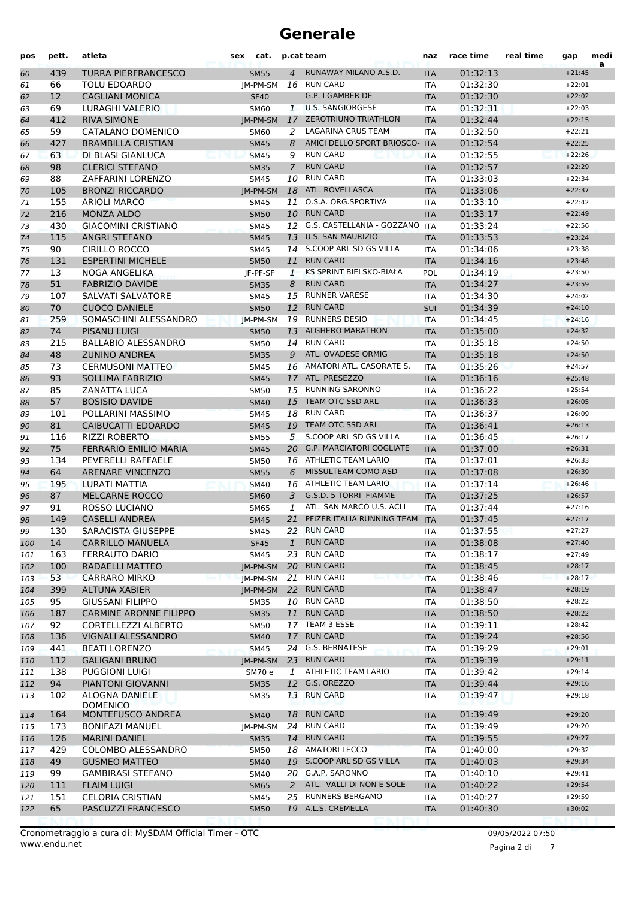# Generale

| pos | pett. | atleta | sex | cat. | p.cat | team | naz | race time | real time | gap | media |
|---|---|---|---|---|---|---|---|---|---|---|---|
| 60 | 439 | TURRA PIERFRANCESCO | | SM55 | 4 | RUNAWAY MILANO A.S.D. | ITA | 01:32:13 | | +21:45 | |
| 61 | 66 | TOLU EDOARDO | | JM-PM-SM | 16 | RUN CARD | ITA | 01:32:30 | | +22:01 | |
| 62 | 12 | CAGLIANI MONICA | | SF40 | | G.P. I GAMBER DE | ITA | 01:32:30 | | +22:02 | |
| 63 | 69 | LURAGHI VALERIO | | SM60 | 1 | U.S. SANGIORGESE | ITA | 01:32:31 | | +22:03 | |
| 64 | 412 | RIVA SIMONE | | JM-PM-SM | 17 | ZEROTRIUNO TRIATHLON | ITA | 01:32:44 | | +22:15 | |
| 65 | 59 | CATALANO DOMENICO | | SM60 | 2 | LAGARINA CRUS TEAM | ITA | 01:32:50 | | +22:21 | |
| 66 | 427 | BRAMBILLA CRISTIAN | | SM45 | 8 | AMICI DELLO SPORT BRIOSCO- | ITA | 01:32:54 | | +22:25 | |
| 67 | 63 | DI BLASI GIANLUCA | | SM45 | 9 | RUN CARD | ITA | 01:32:55 | | +22:26 | |
| 68 | 98 | CLERICI STEFANO | | SM35 | 7 | RUN CARD | ITA | 01:32:57 | | +22:29 | |
| 69 | 88 | ZAFFARINI LORENZO | | SM45 | 10 | RUN CARD | ITA | 01:33:03 | | +22:34 | |
| 70 | 105 | BRONZI RICCARDO | | JM-PM-SM | 18 | ATL. ROVELLASCA | ITA | 01:33:06 | | +22:37 | |
| 71 | 155 | ARIOLI MARCO | | SM45 | 11 | O.S.A. ORG.SPORTIVA | ITA | 01:33:10 | | +22:42 | |
| 72 | 216 | MONZA ALDO | | SM50 | 10 | RUN CARD | ITA | 01:33:17 | | +22:49 | |
| 73 | 430 | GIACOMINI CRISTIANO | | SM45 | 12 | G.S. CASTELLANIA - GOZZANO | ITA | 01:33:24 | | +22:56 | |
| 74 | 115 | ANGRI STEFANO | | SM45 | 13 | U.S. SAN MAURIZIO | ITA | 01:33:53 | | +23:24 | |
| 75 | 90 | CIRILLO ROCCO | | SM45 | 14 | S.COOP ARL SD GS VILLA | ITA | 01:34:06 | | +23:38 | |
| 76 | 131 | ESPERTINI MICHELE | | SM50 | 11 | RUN CARD | ITA | 01:34:16 | | +23:48 | |
| 77 | 13 | NOGA ANGELIKA | | JF-PF-SF | 1 | KS SPRINT BIELSKO-BIAŁA | POL | 01:34:19 | | +23:50 | |
| 78 | 51 | FABRIZIO DAVIDE | | SM35 | 8 | RUN CARD | ITA | 01:34:27 | | +23:59 | |
| 79 | 107 | SALVATI SALVATORE | | SM45 | 15 | RUNNER VARESE | ITA | 01:34:30 | | +24:02 | |
| 80 | 70 | CUOCO DANIELE | | SM50 | 12 | RUN CARD | SUI | 01:34:39 | | +24:10 | |
| 81 | 259 | SOMASCHINI ALESSANDRO | | JM-PM-SM | 19 | RUNNERS DESIO | ITA | 01:34:45 | | +24:16 | |
| 82 | 74 | PISANU LUIGI | | SM50 | 13 | ALGHERO MARATHON | ITA | 01:35:00 | | +24:32 | |
| 83 | 215 | BALLABIO ALESSANDRO | | SM50 | 14 | RUN CARD | ITA | 01:35:18 | | +24:50 | |
| 84 | 48 | ZUNINO ANDREA | | SM35 | 9 | ATL. OVADESE ORMIG | ITA | 01:35:18 | | +24:50 | |
| 85 | 73 | CERMUSONI MATTEO | | SM45 | 16 | AMATORI ATL. CASORATE S. | ITA | 01:35:26 | | +24:57 | |
| 86 | 93 | SOLLIMA FABRIZIO | | SM45 | 17 | ATL. PRESEZZO | ITA | 01:36:16 | | +25:48 | |
| 87 | 85 | ZANATTA LUCA | | SM50 | 15 | RUNNING SARONNO | ITA | 01:36:22 | | +25:54 | |
| 88 | 57 | BOSISIO DAVIDE | | SM40 | 15 | TEAM OTC SSD ARL | ITA | 01:36:33 | | +26:05 | |
| 89 | 101 | POLLARINI MASSIMO | | SM45 | 18 | RUN CARD | ITA | 01:36:37 | | +26:09 | |
| 90 | 81 | CAIBUCATTI EDOARDO | | SM45 | 19 | TEAM OTC SSD ARL | ITA | 01:36:41 | | +26:13 | |
| 91 | 116 | RIZZI ROBERTO | | SM55 | 5 | S.COOP ARL SD GS VILLA | ITA | 01:36:45 | | +26:17 | |
| 92 | 75 | FERRARIO EMILIO MARIA | | SM45 | 20 | G.P. MARCIATORI COGLIATE | ITA | 01:37:00 | | +26:31 | |
| 93 | 134 | PEVERELLI RAFFAELE | | SM50 | 16 | ATHLETIC TEAM LARIO | ITA | 01:37:01 | | +26:33 | |
| 94 | 64 | ARENARE VINCENZO | | SM55 | 6 | MISSULTEAM COMO ASD | ITA | 01:37:08 | | +26:39 | |
| 95 | 195 | LURATI MATTIA | | SM40 | 16 | ATHLETIC TEAM LARIO | ITA | 01:37:14 | | +26:46 | |
| 96 | 87 | MELCARNE ROCCO | | SM60 | 3 | G.S.D. 5 TORRI FIAMME | ITA | 01:37:25 | | +26:57 | |
| 97 | 91 | ROSSO LUCIANO | | SM65 | 1 | ATL. SAN MARCO U.S. ACLI | ITA | 01:37:44 | | +27:16 | |
| 98 | 149 | CASELLI ANDREA | | SM45 | 21 | PFIZER ITALIA RUNNING TEAM | ITA | 01:37:45 | | +27:17 | |
| 99 | 130 | SARACISTA GIUSEPPE | | SM45 | 22 | RUN CARD | ITA | 01:37:55 | | +27:27 | |
| 100 | 14 | CARRILLO MANUELA | | SF45 | 1 | RUN CARD | ITA | 01:38:08 | | +27:40 | |
| 101 | 163 | FERRAUTO DARIO | | SM45 | 23 | RUN CARD | ITA | 01:38:17 | | +27:49 | |
| 102 | 100 | RADAELLI MATTEO | | JM-PM-SM | 20 | RUN CARD | ITA | 01:38:45 | | +28:17 | |
| 103 | 53 | CARRARO MIRKO | | JM-PM-SM | 21 | RUN CARD | ITA | 01:38:46 | | +28:17 | |
| 104 | 399 | ALTUNA XABIER | | JM-PM-SM | 22 | RUN CARD | ITA | 01:38:47 | | +28:19 | |
| 105 | 95 | GIUSSANI FILIPPO | | SM35 | 10 | RUN CARD | ITA | 01:38:50 | | +28:22 | |
| 106 | 187 | CARMINE ARONNE FILIPPO | | SM35 | 11 | RUN CARD | ITA | 01:38:50 | | +28:22 | |
| 107 | 92 | CORTELLEZZI ALBERTO | | SM50 | 17 | TEAM 3 ESSE | ITA | 01:39:11 | | +28:42 | |
| 108 | 136 | VIGNALI ALESSANDRO | | SM40 | 17 | RUN CARD | ITA | 01:39:24 | | +28:56 | |
| 109 | 441 | BEATI LORENZO | | SM45 | 24 | G.S. BERNATESE | ITA | 01:39:29 | | +29:01 | |
| 110 | 112 | GALIGANI BRUNO | | JM-PM-SM | 23 | RUN CARD | ITA | 01:39:39 | | +29:11 | |
| 111 | 138 | PUGGIONI LUIGI | | SM70 e | 1 | ATHLETIC TEAM LARIO | ITA | 01:39:42 | | +29:14 | |
| 112 | 94 | PIANTONI GIOVANNI | | SM35 | 12 | G.S. OREZZO | ITA | 01:39:44 | | +29:16 | |
| 113 | 102 | ALOGNA DANIELE DOMENICO | | SM35 | 13 | RUN CARD | ITA | 01:39:47 | | +29:18 | |
| 114 | 164 | MONTEFUSCO ANDREA | | SM40 | 18 | RUN CARD | ITA | 01:39:49 | | +29:20 | |
| 115 | 173 | BONIFAZI MANUEL | | JM-PM-SM | 24 | RUN CARD | ITA | 01:39:49 | | +29:20 | |
| 116 | 126 | MARINI DANIEL | | SM35 | 14 | RUN CARD | ITA | 01:39:55 | | +29:27 | |
| 117 | 429 | COLOMBO ALESSANDRO | | SM50 | 18 | AMATORI LECCO | ITA | 01:40:00 | | +29:32 | |
| 118 | 49 | GUSMEO MATTEO | | SM40 | 19 | S.COOP ARL SD GS VILLA | ITA | 01:40:03 | | +29:34 | |
| 119 | 99 | GAMBIRASI STEFANO | | SM40 | 20 | G.A.P. SARONNO | ITA | 01:40:10 | | +29:41 | |
| 120 | 111 | FLAIM LUIGI | | SM65 | 2 | ATL. VALLI DI NON E SOLE | ITA | 01:40:22 | | +29:54 | |
| 121 | 151 | CELORIA CRISTIAN | | SM45 | 25 | RUNNERS BERGAMO | ITA | 01:40:27 | | +29:59 | |
| 122 | 65 | PASCUZZI FRANCESCO | | SM50 | 19 | A.L.S. CREMELLA | ITA | 01:40:30 | | +30:02 | |

Cronometraggio a cura di: MySDAM Official Timer - OTC
www.endu.net

09/05/2022 07:50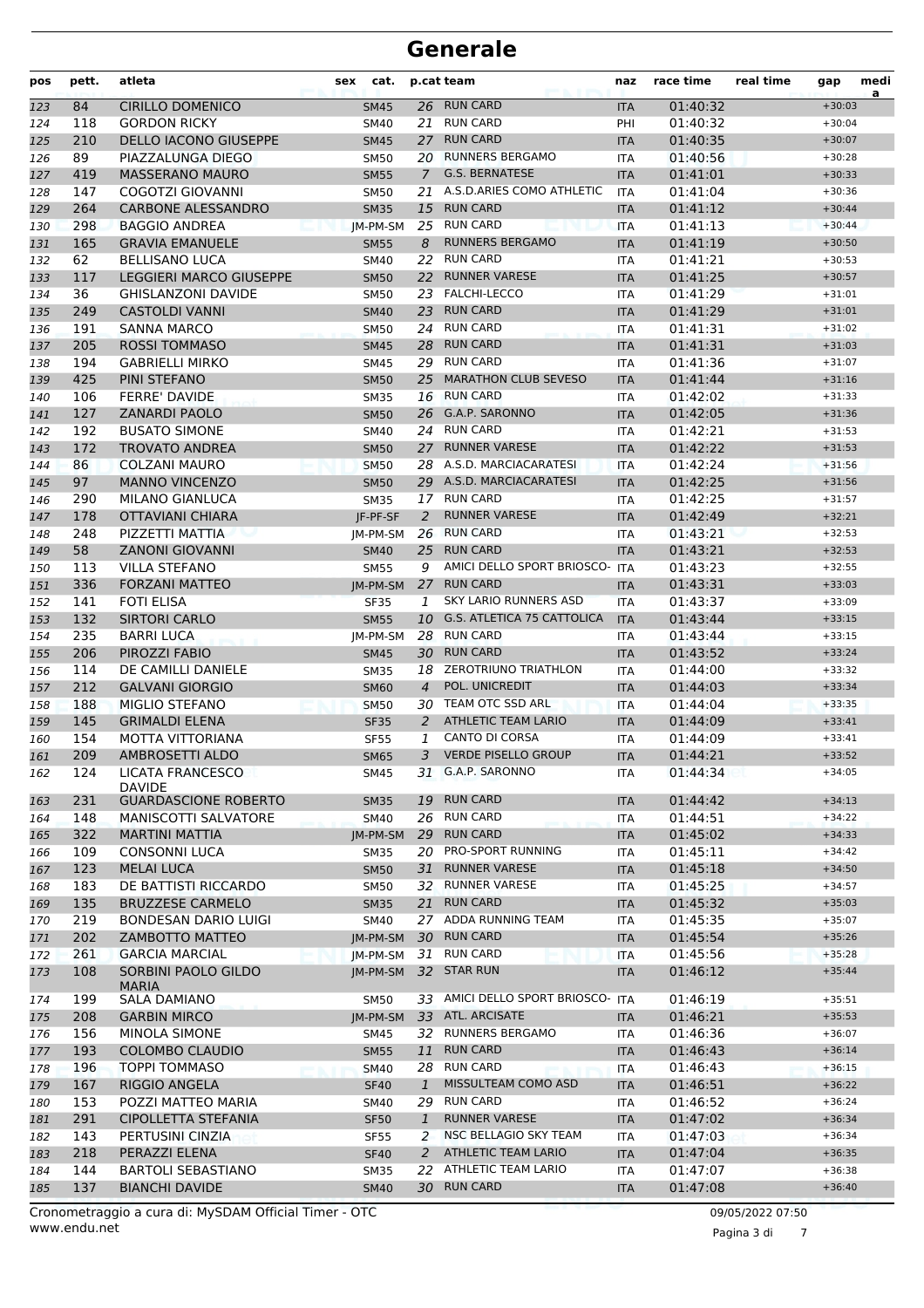# Generale

| pos | pett. | atleta | sex | cat. | p.cat | team | naz | race time | real time | gap | media |
|---|---|---|---|---|---|---|---|---|---|---|---|
| 123 | 84 | CIRILLO DOMENICO | | SM45 | 26 | RUN CARD | ITA | 01:40:32 | | +30:03 | |
| 124 | 118 | GORDON RICKY | | SM40 | 21 | RUN CARD | PHI | 01:40:32 | | +30:04 | |
| 125 | 210 | DELLO IACONO GIUSEPPE | | SM45 | 27 | RUN CARD | ITA | 01:40:35 | | +30:07 | |
| 126 | 89 | PIAZZALUNGA DIEGO | | SM50 | 20 | RUNNERS BERGAMO | ITA | 01:40:56 | | +30:28 | |
| 127 | 419 | MASSERANO MAURO | | SM55 | 7 | G.S. BERNATESE | ITA | 01:41:01 | | +30:33 | |
| 128 | 147 | COGOTZI GIOVANNI | | SM50 | 21 | A.S.D.ARIES COMO ATHLETIC | ITA | 01:41:04 | | +30:36 | |
| 129 | 264 | CARBONE ALESSANDRO | | SM35 | 15 | RUN CARD | ITA | 01:41:12 | | +30:44 | |
| 130 | 298 | BAGGIO ANDREA | | JM-PM-SM | 25 | RUN CARD | ITA | 01:41:13 | | +30:44 | |
| 131 | 165 | GRAVIA EMANUELE | | SM55 | 8 | RUNNERS BERGAMO | ITA | 01:41:19 | | +30:50 | |
| 132 | 62 | BELLISANO LUCA | | SM40 | 22 | RUN CARD | ITA | 01:41:21 | | +30:53 | |
| 133 | 117 | LEGGIERI MARCO GIUSEPPE | | SM50 | 22 | RUNNER VARESE | ITA | 01:41:25 | | +30:57 | |
| 134 | 36 | GHISLANZONI DAVIDE | | SM50 | 23 | FALCHI-LECCO | ITA | 01:41:29 | | +31:01 | |
| 135 | 249 | CASTOLDI VANNI | | SM40 | 23 | RUN CARD | ITA | 01:41:29 | | +31:01 | |
| 136 | 191 | SANNA MARCO | | SM50 | 24 | RUN CARD | ITA | 01:41:31 | | +31:02 | |
| 137 | 205 | ROSSI TOMMASO | | SM45 | 28 | RUN CARD | ITA | 01:41:31 | | +31:03 | |
| 138 | 194 | GABRIELLI MIRKO | | SM45 | 29 | RUN CARD | ITA | 01:41:36 | | +31:07 | |
| 139 | 425 | PINI STEFANO | | SM50 | 25 | MARATHON CLUB SEVESO | ITA | 01:41:44 | | +31:16 | |
| 140 | 106 | FERRE' DAVIDE | | SM35 | 16 | RUN CARD | ITA | 01:42:02 | | +31:33 | |
| 141 | 127 | ZANARDI PAOLO | | SM50 | 26 | G.A.P. SARONNO | ITA | 01:42:05 | | +31:36 | |
| 142 | 192 | BUSATO SIMONE | | SM40 | 24 | RUN CARD | ITA | 01:42:21 | | +31:53 | |
| 143 | 172 | TROVATO ANDREA | | SM50 | 27 | RUNNER VARESE | ITA | 01:42:22 | | +31:53 | |
| 144 | 86 | COLZANI MAURO | | SM50 | 28 | A.S.D. MARCIACARATESI | ITA | 01:42:24 | | +31:56 | |
| 145 | 97 | MANNO VINCENZO | | SM50 | 29 | A.S.D. MARCIACARATESI | ITA | 01:42:25 | | +31:56 | |
| 146 | 290 | MILANO GIANLUCA | | SM35 | 17 | RUN CARD | ITA | 01:42:25 | | +31:57 | |
| 147 | 178 | OTTAVIANI CHIARA | | JF-PF-SF | 2 | RUNNER VARESE | ITA | 01:42:49 | | +32:21 | |
| 148 | 248 | PIZZETTI MATTIA | | JM-PM-SM | 26 | RUN CARD | ITA | 01:43:21 | | +32:53 | |
| 149 | 58 | ZANONI GIOVANNI | | SM40 | 25 | RUN CARD | ITA | 01:43:21 | | +32:53 | |
| 150 | 113 | VILLA STEFANO | | SM55 | 9 | AMICI DELLO SPORT BRIOSCO- | ITA | 01:43:23 | | +32:55 | |
| 151 | 336 | FORZANI MATTEO | | JM-PM-SM | 27 | RUN CARD | ITA | 01:43:31 | | +33:03 | |
| 152 | 141 | FOTI ELISA | | SF35 | 1 | SKY LARIO RUNNERS ASD | ITA | 01:43:37 | | +33:09 | |
| 153 | 132 | SIRTORI CARLO | | SM55 | 10 | G.S. ATLETICA 75 CATTOLICA | ITA | 01:43:44 | | +33:15 | |
| 154 | 235 | BARRI LUCA | | JM-PM-SM | 28 | RUN CARD | ITA | 01:43:44 | | +33:15 | |
| 155 | 206 | PIROZZI FABIO | | SM45 | 30 | RUN CARD | ITA | 01:43:52 | | +33:24 | |
| 156 | 114 | DE CAMILLI DANIELE | | SM35 | 18 | ZEROTRIUNO TRIATHLON | ITA | 01:44:00 | | +33:32 | |
| 157 | 212 | GALVANI GIORGIO | | SM60 | 4 | POL. UNICREDIT | ITA | 01:44:03 | | +33:34 | |
| 158 | 188 | MIGLIO STEFANO | | SM50 | 30 | TEAM OTC SSD ARL | ITA | 01:44:04 | | +33:35 | |
| 159 | 145 | GRIMALDI ELENA | | SF35 | 2 | ATHLETIC TEAM LARIO | ITA | 01:44:09 | | +33:41 | |
| 160 | 154 | MOTTA VITTORIANA | | SF55 | 1 | CANTO DI CORSA | ITA | 01:44:09 | | +33:41 | |
| 161 | 209 | AMBROSETTI ALDO | | SM65 | 3 | VERDE PISELLO GROUP | ITA | 01:44:21 | | +33:52 | |
| 162 | 124 | LICATA FRANCESCO DAVIDE | | SM45 | 31 | G.A.P. SARONNO | ITA | 01:44:34 | | +34:05 | |
| 163 | 231 | GUARDASCIONE ROBERTO | | SM35 | 19 | RUN CARD | ITA | 01:44:42 | | +34:13 | |
| 164 | 148 | MANISCOTTI SALVATORE | | SM40 | 26 | RUN CARD | ITA | 01:44:51 | | +34:22 | |
| 165 | 322 | MARTINI MATTIA | | JM-PM-SM | 29 | RUN CARD | ITA | 01:45:02 | | +34:33 | |
| 166 | 109 | CONSONNI LUCA | | SM35 | 20 | PRO-SPORT RUNNING | ITA | 01:45:11 | | +34:42 | |
| 167 | 123 | MELAI LUCA | | SM50 | 31 | RUNNER VARESE | ITA | 01:45:18 | | +34:50 | |
| 168 | 183 | DE BATTISTI RICCARDO | | SM50 | 32 | RUNNER VARESE | ITA | 01:45:25 | | +34:57 | |
| 169 | 135 | BRUZZESE CARMELO | | SM35 | 21 | RUN CARD | ITA | 01:45:32 | | +35:03 | |
| 170 | 219 | BONDESAN DARIO LUIGI | | SM40 | 27 | ADDA RUNNING TEAM | ITA | 01:45:35 | | +35:07 | |
| 171 | 202 | ZAMBOTTO MATTEO | | JM-PM-SM | 30 | RUN CARD | ITA | 01:45:54 | | +35:26 | |
| 172 | 261 | GARCIA MARCIAL | | JM-PM-SM | 31 | RUN CARD | ITA | 01:45:56 | | +35:28 | |
| 173 | 108 | SORBINI PAOLO GILDO MARIA | | JM-PM-SM | 32 | STAR RUN | ITA | 01:46:12 | | +35:44 | |
| 174 | 199 | SALA DAMIANO | | SM50 | 33 | AMICI DELLO SPORT BRIOSCO- | ITA | 01:46:19 | | +35:51 | |
| 175 | 208 | GARBIN MIRCO | | JM-PM-SM | 33 | ATL. ARCISATE | ITA | 01:46:21 | | +35:53 | |
| 176 | 156 | MINOLA SIMONE | | SM45 | 32 | RUNNERS BERGAMO | ITA | 01:46:36 | | +36:07 | |
| 177 | 193 | COLOMBO CLAUDIO | | SM55 | 11 | RUN CARD | ITA | 01:46:43 | | +36:14 | |
| 178 | 196 | TOPPI TOMMASO | | SM40 | 28 | RUN CARD | ITA | 01:46:43 | | +36:15 | |
| 179 | 167 | RIGGIO ANGELA | | SF40 | 1 | MISSULTEAM COMO ASD | ITA | 01:46:51 | | +36:22 | |
| 180 | 153 | POZZI MATTEO MARIA | | SM40 | 29 | RUN CARD | ITA | 01:46:52 | | +36:24 | |
| 181 | 291 | CIPOLLETTA STEFANIA | | SF50 | 1 | RUNNER VARESE | ITA | 01:47:02 | | +36:34 | |
| 182 | 143 | PERTUSINI CINZIA | | SF55 | 2 | NSC BELLAGIO SKY TEAM | ITA | 01:47:03 | | +36:34 | |
| 183 | 218 | PERAZZI ELENA | | SF40 | 2 | ATHLETIC TEAM LARIO | ITA | 01:47:04 | | +36:35 | |
| 184 | 144 | BARTOLI SEBASTIANO | | SM35 | 22 | ATHLETIC TEAM LARIO | ITA | 01:47:07 | | +36:38 | |
| 185 | 137 | BIANCHI DAVIDE | | SM40 | 30 | RUN CARD | ITA | 01:47:08 | | +36:40 | |

Cronometraggio a cura di: MySDAM Official Timer - OTC
www.endu.net

09/05/2022 07:50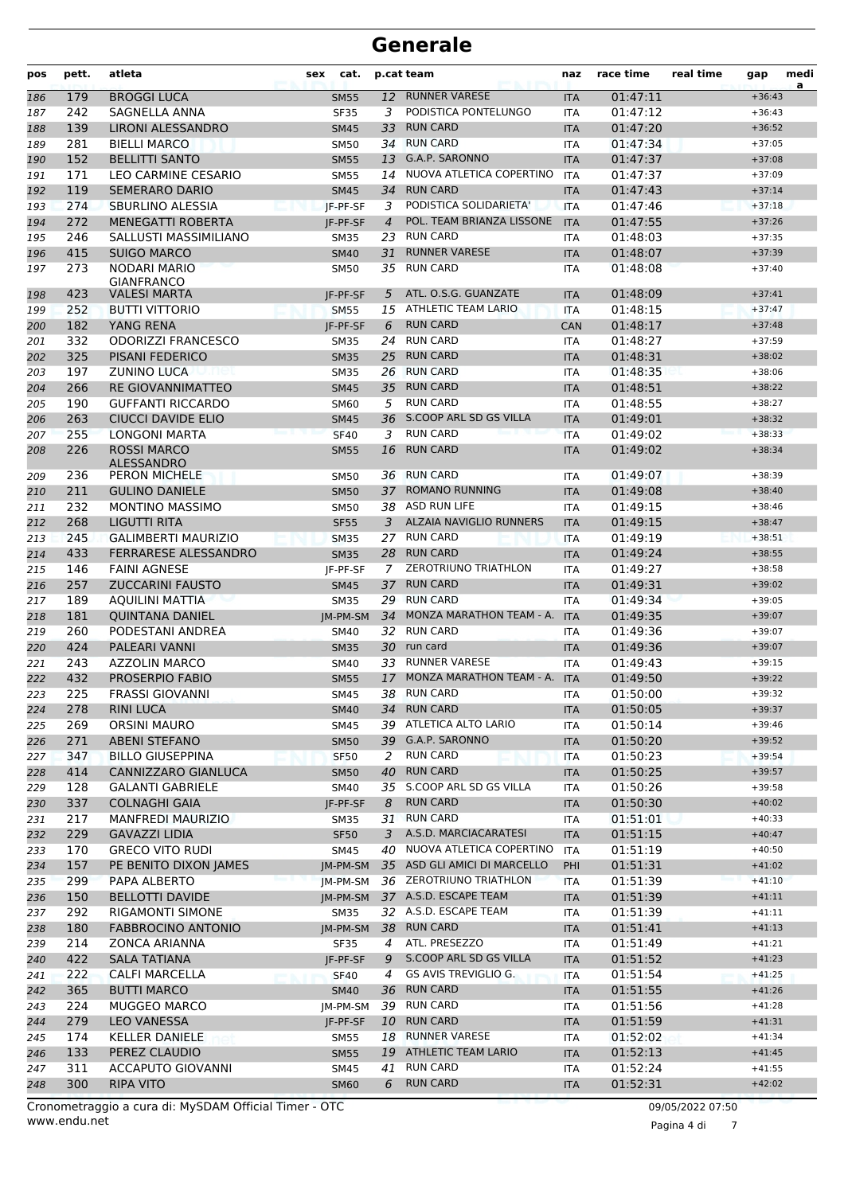# Generale

| pos | pett. | atleta | sex | cat. | p.cat | team | naz | race time | real time | gap | media |
|---|---|---|---|---|---|---|---|---|---|---|---|
| 186 | 179 | BROGGI LUCA | | SM55 | 12 | RUNNER VARESE | ITA | 01:47:11 | | +36:43 | |
| 187 | 242 | SAGNELLA ANNA | | SF35 | 3 | PODISTICA PONTELUNGO | ITA | 01:47:12 | | +36:43 | |
| 188 | 139 | LIRONI ALESSANDRO | | SM45 | 33 | RUN CARD | ITA | 01:47:20 | | +36:52 | |
| 189 | 281 | BIELLI MARCO | | SM50 | 34 | RUN CARD | ITA | 01:47:34 | | +37:05 | |
| 190 | 152 | BELLITTI SANTO | | SM55 | 13 | G.A.P. SARONNO | ITA | 01:47:37 | | +37:08 | |
| 191 | 171 | LEO CARMINE CESARIO | | SM55 | 14 | NUOVA ATLETICA COPERTINO | ITA | 01:47:37 | | +37:09 | |
| 192 | 119 | SEMERARO DARIO | | SM45 | 34 | RUN CARD | ITA | 01:47:43 | | +37:14 | |
| 193 | 274 | SBURLINO ALESSIA | | JF-PF-SF | 3 | PODISTICA SOLIDARIETA' | ITA | 01:47:46 | | +37:18 | |
| 194 | 272 | MENEGATTI ROBERTA | | JF-PF-SF | 4 | POL. TEAM BRIANZA LISSONE | ITA | 01:47:55 | | +37:26 | |
| 195 | 246 | SALLUSTI MASSIMILIANO | | SM35 | 23 | RUN CARD | ITA | 01:48:03 | | +37:35 | |
| 196 | 415 | SUIGO MARCO | | SM40 | 31 | RUNNER VARESE | ITA | 01:48:07 | | +37:39 | |
| 197 | 273 | NODARI MARIO GIANFRANCO | | SM50 | 35 | RUN CARD | ITA | 01:48:08 | | +37:40 | |
| 198 | 423 | VALESI MARTA | | JF-PF-SF | 5 | ATL. O.S.G. GUANZATE | ITA | 01:48:09 | | +37:41 | |
| 199 | 252 | BUTTI VITTORIO | | SM55 | 15 | ATHLETIC TEAM LARIO | ITA | 01:48:15 | | +37:47 | |
| 200 | 182 | YANG RENA | | JF-PF-SF | 6 | RUN CARD | CAN | 01:48:17 | | +37:48 | |
| 201 | 332 | ODORIZZI FRANCESCO | | SM35 | 24 | RUN CARD | ITA | 01:48:27 | | +37:59 | |
| 202 | 325 | PISANI FEDERICO | | SM35 | 25 | RUN CARD | ITA | 01:48:31 | | +38:02 | |
| 203 | 197 | ZUNINO LUCA | | SM35 | 26 | RUN CARD | ITA | 01:48:35 | | +38:06 | |
| 204 | 266 | RE GIOVANNIMATTEO | | SM45 | 35 | RUN CARD | ITA | 01:48:51 | | +38:22 | |
| 205 | 190 | GUFFANTI RICCARDO | | SM60 | 5 | RUN CARD | ITA | 01:48:55 | | +38:27 | |
| 206 | 263 | CIUCCI DAVIDE ELIO | | SM45 | 36 | S.COOP ARL SD GS VILLA | ITA | 01:49:01 | | +38:32 | |
| 207 | 255 | LONGONI MARTA | | SF40 | 3 | RUN CARD | ITA | 01:49:02 | | +38:33 | |
| 208 | 226 | ROSSI MARCO ALESSANDRO | | SM55 | 16 | RUN CARD | ITA | 01:49:02 | | +38:34 | |
| 209 | 236 | PERON MICHELE | | SM50 | 36 | RUN CARD | ITA | 01:49:07 | | +38:39 | |
| 210 | 211 | GULINO DANIELE | | SM50 | 37 | ROMANO RUNNING | ITA | 01:49:08 | | +38:40 | |
| 211 | 232 | MONTINO MASSIMO | | SM50 | 38 | ASD RUN LIFE | ITA | 01:49:15 | | +38:46 | |
| 212 | 268 | LIGUTTI RITA | | SF55 | 3 | ALZAIA NAVIGLIO RUNNERS | ITA | 01:49:15 | | +38:47 | |
| 213 | 245 | GALIMBERTI MAURIZIO | | SM35 | 27 | RUN CARD | ITA | 01:49:19 | | +38:51 | |
| 214 | 433 | FERRARESE ALESSANDRO | | SM35 | 28 | RUN CARD | ITA | 01:49:24 | | +38:55 | |
| 215 | 146 | FAINI AGNESE | | JF-PF-SF | 7 | ZEROTRIUNO TRIATHLON | ITA | 01:49:27 | | +38:58 | |
| 216 | 257 | ZUCCARINI FAUSTO | | SM45 | 37 | RUN CARD | ITA | 01:49:31 | | +39:02 | |
| 217 | 189 | AQUILINI MATTIA | | SM35 | 29 | RUN CARD | ITA | 01:49:34 | | +39:05 | |
| 218 | 181 | QUINTANA DANIEL | | JM-PM-SM | 34 | MONZA MARATHON TEAM - A. | ITA | 01:49:35 | | +39:07 | |
| 219 | 260 | PODESTANI ANDREA | | SM40 | 32 | RUN CARD | ITA | 01:49:36 | | +39:07 | |
| 220 | 424 | PALEARI VANNI | | SM35 | 30 | run card | ITA | 01:49:36 | | +39:07 | |
| 221 | 243 | AZZOLIN MARCO | | SM40 | 33 | RUNNER VARESE | ITA | 01:49:43 | | +39:15 | |
| 222 | 432 | PROSERPIO FABIO | | SM55 | 17 | MONZA MARATHON TEAM - A. | ITA | 01:49:50 | | +39:22 | |
| 223 | 225 | FRASSI GIOVANNI | | SM45 | 38 | RUN CARD | ITA | 01:50:00 | | +39:32 | |
| 224 | 278 | RINI LUCA | | SM40 | 34 | RUN CARD | ITA | 01:50:05 | | +39:37 | |
| 225 | 269 | ORSINI MAURO | | SM45 | 39 | ATLETICA ALTO LARIO | ITA | 01:50:14 | | +39:46 | |
| 226 | 271 | ABENI STEFANO | | SM50 | 39 | G.A.P. SARONNO | ITA | 01:50:20 | | +39:52 | |
| 227 | 347 | BILLO GIUSEPPINA | | SF50 | 2 | RUN CARD | ITA | 01:50:23 | | +39:54 | |
| 228 | 414 | CANNIZZARO GIANLUCA | | SM50 | 40 | RUN CARD | ITA | 01:50:25 | | +39:57 | |
| 229 | 128 | GALANTI GABRIELE | | SM40 | 35 | S.COOP ARL SD GS VILLA | ITA | 01:50:26 | | +39:58 | |
| 230 | 337 | COLNAGHI GAIA | | JF-PF-SF | 8 | RUN CARD | ITA | 01:50:30 | | +40:02 | |
| 231 | 217 | MANFREDI MAURIZIO | | SM35 | 31 | RUN CARD | ITA | 01:51:01 | | +40:33 | |
| 232 | 229 | GAVAZZI LIDIA | | SF50 | 3 | A.S.D. MARCIACARATESI | ITA | 01:51:15 | | +40:47 | |
| 233 | 170 | GRECO VITO RUDI | | SM45 | 40 | NUOVA ATLETICA COPERTINO | ITA | 01:51:19 | | +40:50 | |
| 234 | 157 | PE BENITO DIXON JAMES | | JM-PM-SM | 35 | ASD GLI AMICI DI MARCELLO | PHI | 01:51:31 | | +41:02 | |
| 235 | 299 | PAPA ALBERTO | | JM-PM-SM | 36 | ZEROTRIUNO TRIATHLON | ITA | 01:51:39 | | +41:10 | |
| 236 | 150 | BELLOTTI DAVIDE | | JM-PM-SM | 37 | A.S.D. ESCAPE TEAM | ITA | 01:51:39 | | +41:11 | |
| 237 | 292 | RIGAMONTI SIMONE | | SM35 | 32 | A.S.D. ESCAPE TEAM | ITA | 01:51:39 | | +41:11 | |
| 238 | 180 | FABBROCINO ANTONIO | | JM-PM-SM | 38 | RUN CARD | ITA | 01:51:41 | | +41:13 | |
| 239 | 214 | ZONCA ARIANNA | | SF35 | 4 | ATL. PRESEZZO | ITA | 01:51:49 | | +41:21 | |
| 240 | 422 | SALA TATIANA | | JF-PF-SF | 9 | S.COOP ARL SD GS VILLA | ITA | 01:51:52 | | +41:23 | |
| 241 | 222 | CALFI MARCELLA | | SF40 | 4 | GS AVIS TREVIGLIO G. | ITA | 01:51:54 | | +41:25 | |
| 242 | 365 | BUTTI MARCO | | SM40 | 36 | RUN CARD | ITA | 01:51:55 | | +41:26 | |
| 243 | 224 | MUGGEO MARCO | | JM-PM-SM | 39 | RUN CARD | ITA | 01:51:56 | | +41:28 | |
| 244 | 279 | LEO VANESSA | | JF-PF-SF | 10 | RUN CARD | ITA | 01:51:59 | | +41:31 | |
| 245 | 174 | KELLER DANIELE | | SM55 | 18 | RUNNER VARESE | ITA | 01:52:02 | | +41:34 | |
| 246 | 133 | PEREZ CLAUDIO | | SM55 | 19 | ATHLETIC TEAM LARIO | ITA | 01:52:13 | | +41:45 | |
| 247 | 311 | ACCAPUTO GIOVANNI | | SM45 | 41 | RUN CARD | ITA | 01:52:24 | | +41:55 | |
| 248 | 300 | RIPA VITO | | SM60 | 6 | RUN CARD | ITA | 01:52:31 | | +42:02 | |

Cronometraggio a cura di: MySDAM Official Timer - OTC
www.endu.net

09/05/2022 07:50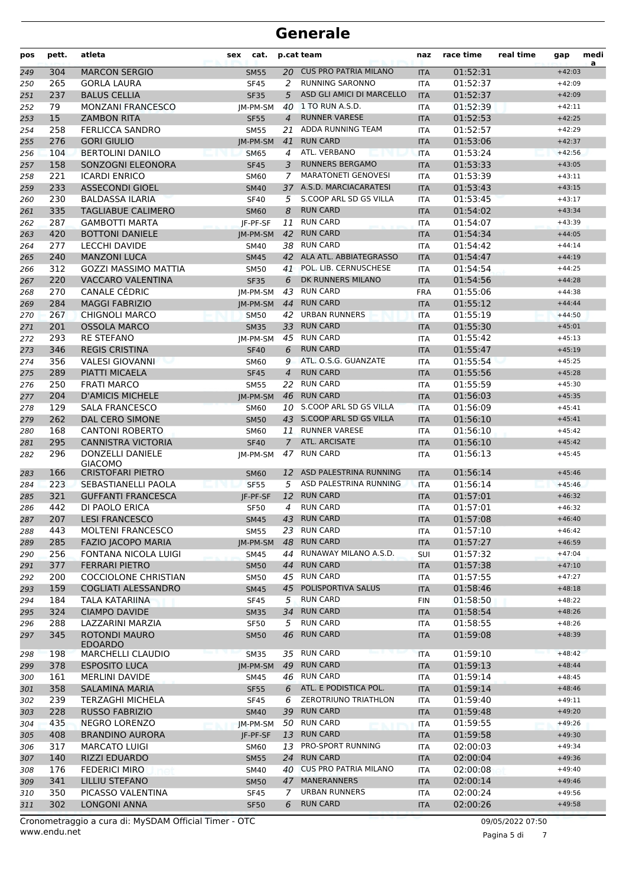# Generale

| pos | pett. | atleta | sex | cat. | p.cat | team | naz | race time | real time | gap | media |
|---|---|---|---|---|---|---|---|---|---|---|---|
| 249 | 304 | MARCON SERGIO | | SM55 | 20 | CUS PRO PATRIA MILANO | ITA | 01:52:31 | | +42:03 | |
| 250 | 265 | GORLA LAURA | | SF45 | 2 | RUNNING SARONNO | ITA | 01:52:37 | | +42:09 | |
| 251 | 237 | BALUS CELLIA | | SF35 | 5 | ASD GLI AMICI DI MARCELLO | ITA | 01:52:37 | | +42:09 | |
| 252 | 79 | MONZANI FRANCESCO | | JM-PM-SM | 40 | 1 TO RUN A.S.D. | ITA | 01:52:39 | | +42:11 | |
| 253 | 15 | ZAMBON RITA | | SF55 | 4 | RUNNER VARESE | ITA | 01:52:53 | | +42:25 | |
| 254 | 258 | FERLICCA SANDRO | | SM55 | 21 | ADDA RUNNING TEAM | ITA | 01:52:57 | | +42:29 | |
| 255 | 276 | GORI GIULIO | | JM-PM-SM | 41 | RUN CARD | ITA | 01:53:06 | | +42:37 | |
| 256 | 104 | BERTOLINI DANILO | | SM65 | 4 | ATL. VERBANO | ITA | 01:53:24 | | +42:56 | |
| 257 | 158 | SONZOGNI ELEONORA | | SF45 | 3 | RUNNERS BERGAMO | ITA | 01:53:33 | | +43:05 | |
| 258 | 221 | ICARDI ENRICO | | SM60 | 7 | MARATONETI GENOVESI | ITA | 01:53:39 | | +43:11 | |
| 259 | 233 | ASSECONDI GIOEL | | SM40 | 37 | A.S.D. MARCIACARATESI | ITA | 01:53:43 | | +43:15 | |
| 260 | 230 | BALDASSA ILARIA | | SF40 | 5 | S.COOP ARL SD GS VILLA | ITA | 01:53:45 | | +43:17 | |
| 261 | 335 | TAGLIABUE CALIMERO | | SM60 | 8 | RUN CARD | ITA | 01:54:02 | | +43:34 | |
| 262 | 287 | GAMBOTTI MARTA | | JF-PF-SF | 11 | RUN CARD | ITA | 01:54:07 | | +43:39 | |
| 263 | 420 | BOTTONI DANIELE | | JM-PM-SM | 42 | RUN CARD | ITA | 01:54:34 | | +44:05 | |
| 264 | 277 | LECCHI DAVIDE | | SM40 | 38 | RUN CARD | ITA | 01:54:42 | | +44:14 | |
| 265 | 240 | MANZONI LUCA | | SM45 | 42 | ALA ATL. ABBIATEGRASSO | ITA | 01:54:47 | | +44:19 | |
| 266 | 312 | GOZZI MASSIMO MATTIA | | SM50 | 41 | POL. LIB. CERNUSCHESE | ITA | 01:54:54 | | +44:25 | |
| 267 | 220 | VACCARO VALENTINA | | SF35 | 6 | DK RUNNERS MILANO | ITA | 01:54:56 | | +44:28 | |
| 268 | 270 | CANALE CÉDRIC | | JM-PM-SM | 43 | RUN CARD | FRA | 01:55:06 | | +44:38 | |
| 269 | 284 | MAGGI FABRIZIO | | JM-PM-SM | 44 | RUN CARD | ITA | 01:55:12 | | +44:44 | |
| 270 | 267 | CHIGNOLI MARCO | | SM50 | 42 | URBAN RUNNERS | ITA | 01:55:19 | | +44:50 | |
| 271 | 201 | OSSOLA MARCO | | SM35 | 33 | RUN CARD | ITA | 01:55:30 | | +45:01 | |
| 272 | 293 | RE STEFANO | | JM-PM-SM | 45 | RUN CARD | ITA | 01:55:42 | | +45:13 | |
| 273 | 346 | REGIS CRISTINA | | SF40 | 6 | RUN CARD | ITA | 01:55:47 | | +45:19 | |
| 274 | 356 | VALESI GIOVANNI | | SM60 | 9 | ATL. O.S.G. GUANZATE | ITA | 01:55:54 | | +45:25 | |
| 275 | 289 | PIATTI MICAELA | | SF45 | 4 | RUN CARD | ITA | 01:55:56 | | +45:28 | |
| 276 | 250 | FRATI MARCO | | SM55 | 22 | RUN CARD | ITA | 01:55:59 | | +45:30 | |
| 277 | 204 | D'AMICIS MICHELE | | JM-PM-SM | 46 | RUN CARD | ITA | 01:56:03 | | +45:35 | |
| 278 | 129 | SALA FRANCESCO | | SM60 | 10 | S.COOP ARL SD GS VILLA | ITA | 01:56:09 | | +45:41 | |
| 279 | 262 | DAL CERO SIMONE | | SM50 | 43 | S.COOP ARL SD GS VILLA | ITA | 01:56:10 | | +45:41 | |
| 280 | 168 | CANTONI ROBERTO | | SM60 | 11 | RUNNER VARESE | ITA | 01:56:10 | | +45:42 | |
| 281 | 295 | CANNISTRA VICTORIA | | SF40 | 7 | ATL. ARCISATE | ITA | 01:56:10 | | +45:42 | |
| 282 | 296 | DONZELLI DANIELE GIACOMO | | JM-PM-SM | 47 | RUN CARD | ITA | 01:56:13 | | +45:45 | |
| 283 | 166 | CRISTOFARI PIETRO | | SM60 | 12 | ASD PALESTRINA RUNNING | ITA | 01:56:14 | | +45:46 | |
| 284 | 223 | SEBASTIANELLI PAOLA | | SF55 | 5 | ASD PALESTRINA RUNNING | ITA | 01:56:14 | | +45:46 | |
| 285 | 321 | GUFFANTI FRANCESCA | | JF-PF-SF | 12 | RUN CARD | ITA | 01:57:01 | | +46:32 | |
| 286 | 442 | DI PAOLO ERICA | | SF50 | 4 | RUN CARD | ITA | 01:57:01 | | +46:32 | |
| 287 | 207 | LESI FRANCESCO | | SM45 | 43 | RUN CARD | ITA | 01:57:08 | | +46:40 | |
| 288 | 443 | MOLTENI FRANCESCO | | SM55 | 23 | RUN CARD | ITA | 01:57:10 | | +46:42 | |
| 289 | 285 | FAZIO JACOPO MARIA | | JM-PM-SM | 48 | RUN CARD | ITA | 01:57:27 | | +46:59 | |
| 290 | 256 | FONTANA NICOLA LUIGI | | SM45 | 44 | RUNAWAY MILANO A.S.D. | SUI | 01:57:32 | | +47:04 | |
| 291 | 377 | FERRARI PIETRO | | SM50 | 44 | RUN CARD | ITA | 01:57:38 | | +47:10 | |
| 292 | 200 | COCCIOLONE CHRISTIAN | | SM50 | 45 | RUN CARD | ITA | 01:57:55 | | +47:27 | |
| 293 | 159 | COGLIATI ALESSANDRO | | SM45 | 45 | POLISPORTIVA SALUS | ITA | 01:58:46 | | +48:18 | |
| 294 | 184 | TALA KATARIINA | | SF45 | 5 | RUN CARD | FIN | 01:58:50 | | +48:22 | |
| 295 | 324 | CIAMPO DAVIDE | | SM35 | 34 | RUN CARD | ITA | 01:58:54 | | +48:26 | |
| 296 | 288 | LAZZARINI MARZIA | | SF50 | 5 | RUN CARD | ITA | 01:58:55 | | +48:26 | |
| 297 | 345 | ROTONDI MAURO EDOARDO | | SM50 | 46 | RUN CARD | ITA | 01:59:08 | | +48:39 | |
| 298 | 198 | MARCHELLI CLAUDIO | | SM35 | 35 | RUN CARD | ITA | 01:59:10 | | +48:42 | |
| 299 | 378 | ESPOSITO LUCA | | JM-PM-SM | 49 | RUN CARD | ITA | 01:59:13 | | +48:44 | |
| 300 | 161 | MERLINI DAVIDE | | SM45 | 46 | RUN CARD | ITA | 01:59:14 | | +48:45 | |
| 301 | 358 | SALAMINA MARIA | | SF55 | 6 | ATL. E PODISTICA POL. | ITA | 01:59:14 | | +48:46 | |
| 302 | 239 | TERZAGHI MICHELA | | SF45 | 6 | ZEROTRIUNO TRIATHLON | ITA | 01:59:40 | | +49:11 | |
| 303 | 228 | RUSSO FABRIZIO | | SM40 | 39 | RUN CARD | ITA | 01:59:48 | | +49:20 | |
| 304 | 435 | NEGRO LORENZO | | JM-PM-SM | 50 | RUN CARD | ITA | 01:59:55 | | +49:26 | |
| 305 | 408 | BRANDINO AURORA | | JF-PF-SF | 13 | RUN CARD | ITA | 01:59:58 | | +49:30 | |
| 306 | 317 | MARCATO LUIGI | | SM60 | 13 | PRO-SPORT RUNNING | ITA | 02:00:03 | | +49:34 | |
| 307 | 140 | RIZZI EDUARDO | | SM55 | 24 | RUN CARD | ITA | 02:00:04 | | +49:36 | |
| 308 | 176 | FEDERICI MIRO | | SM40 | 40 | CUS PRO PATRIA MILANO | ITA | 02:00:08 | | +49:40 | |
| 309 | 341 | LILLIU STEFANO | | SM50 | 47 | MANERANNERS | ITA | 02:00:14 | | +49:46 | |
| 310 | 350 | PICASSO VALENTINA | | SF45 | 7 | URBAN RUNNERS | ITA | 02:00:24 | | +49:56 | |
| 311 | 302 | LONGONI ANNA | | SF50 | 6 | RUN CARD | ITA | 02:00:26 | | +49:58 | |

Cronometraggio a cura di: MySDAM Official Timer - OTC
www.endu.net
09/05/2022 07:50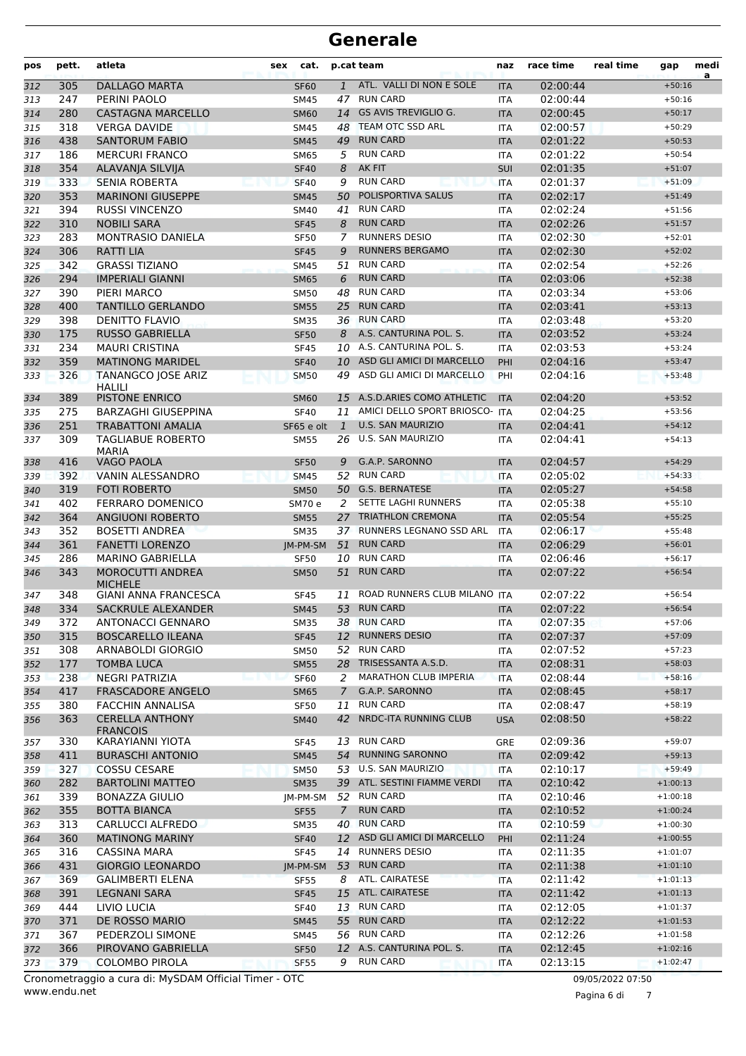# Generale

| pos | pett. | atleta | sex | cat. | p.cat | team | naz | race time | real time | gap | media |
|---|---|---|---|---|---|---|---|---|---|---|---|
| 312 | 305 | DALLAGO MARTA | | SF60 | 1 | ATL. VALLI DI NON E SOLE | ITA | 02:00:44 | | +50:16 | |
| 313 | 247 | PERINI PAOLO | | SM45 | 47 | RUN CARD | ITA | 02:00:44 | | +50:16 | |
| 314 | 280 | CASTAGNA MARCELLO | | SM60 | 14 | GS AVIS TREVIGLIO G. | ITA | 02:00:45 | | +50:17 | |
| 315 | 318 | VERGA DAVIDE | | SM45 | 48 | TEAM OTC SSD ARL | ITA | 02:00:57 | | +50:29 | |
| 316 | 438 | SANTORUM FABIO | | SM45 | 49 | RUN CARD | ITA | 02:01:22 | | +50:53 | |
| 317 | 186 | MERCURI FRANCO | | SM65 | 5 | RUN CARD | ITA | 02:01:22 | | +50:54 | |
| 318 | 354 | ALAVANJA SILVIJA | | SF40 | 8 | AK FIT | SUI | 02:01:35 | | +51:07 | |
| 319 | 333 | SENIA ROBERTA | | SF40 | 9 | RUN CARD | ITA | 02:01:37 | | +51:09 | |
| 320 | 353 | MARINONI GIUSEPPE | | SM45 | 50 | POLISPORTIVA SALUS | ITA | 02:02:17 | | +51:49 | |
| 321 | 394 | RUSSI VINCENZO | | SM40 | 41 | RUN CARD | ITA | 02:02:24 | | +51:56 | |
| 322 | 310 | NOBILI SARA | | SF45 | 8 | RUN CARD | ITA | 02:02:26 | | +51:57 | |
| 323 | 283 | MONTRASIO DANIELA | | SF50 | 7 | RUNNERS DESIO | ITA | 02:02:30 | | +52:01 | |
| 324 | 306 | RATTI LIA | | SF45 | 9 | RUNNERS BERGAMO | ITA | 02:02:30 | | +52:02 | |
| 325 | 342 | GRASSI TIZIANO | | SM45 | 51 | RUN CARD | ITA | 02:02:54 | | +52:26 | |
| 326 | 294 | IMPERIALI GIANNI | | SM65 | 6 | RUN CARD | ITA | 02:03:06 | | +52:38 | |
| 327 | 390 | PIERI MARCO | | SM50 | 48 | RUN CARD | ITA | 02:03:34 | | +53:06 | |
| 328 | 400 | TANTILLO GERLANDO | | SM55 | 25 | RUN CARD | ITA | 02:03:41 | | +53:13 | |
| 329 | 398 | DENITTO FLAVIO | | SM35 | 36 | RUN CARD | ITA | 02:03:48 | | +53:20 | |
| 330 | 175 | RUSSO GABRIELLA | | SF50 | 8 | A.S. CANTURINA POL. S. | ITA | 02:03:52 | | +53:24 | |
| 331 | 234 | MAURI CRISTINA | | SF45 | 10 | A.S. CANTURINA POL. S. | ITA | 02:03:53 | | +53:24 | |
| 332 | 359 | MATINONG MARIDEL | | SF40 | 10 | ASD GLI AMICI DI MARCELLO | PHI | 02:04:16 | | +53:47 | |
| 333 | 326 | TANANGCO JOSE ARIZ HALILI | | SM50 | 49 | ASD GLI AMICI DI MARCELLO | PHI | 02:04:16 | | +53:48 | |
| 334 | 389 | PISTONE ENRICO | | SM60 | 15 | A.S.D.ARIES COMO ATHLETIC | ITA | 02:04:20 | | +53:52 | |
| 335 | 275 | BARZAGHI GIUSEPPINA | | SF40 | 11 | AMICI DELLO SPORT BRIOSCO- | ITA | 02:04:25 | | +53:56 | |
| 336 | 251 | TRABATTONI AMALIA | | SF65 e olt | 1 | U.S. SAN MAURIZIO | ITA | 02:04:41 | | +54:12 | |
| 337 | 309 | TAGLIABUE ROBERTO MARIA | | SM55 | 26 | U.S. SAN MAURIZIO | ITA | 02:04:41 | | +54:13 | |
| 338 | 416 | VAGO PAOLA | | SF50 | 9 | G.A.P. SARONNO | ITA | 02:04:57 | | +54:29 | |
| 339 | 392 | VANIN ALESSANDRO | | SM45 | 52 | RUN CARD | ITA | 02:05:02 | | +54:33 | |
| 340 | 319 | FOTI ROBERTO | | SM50 | 50 | G.S. BERNATESE | ITA | 02:05:27 | | +54:58 | |
| 341 | 402 | FERRARO DOMENICO | | SM70 e | 2 | SETTE LAGHI RUNNERS | ITA | 02:05:38 | | +55:10 | |
| 342 | 364 | ANGIUONI ROBERTO | | SM55 | 27 | TRIATHLON CREMONA | ITA | 02:05:54 | | +55:25 | |
| 343 | 352 | BOSETTI ANDREA | | SM35 | 37 | RUNNERS LEGNANO SSD ARL | ITA | 02:06:17 | | +55:48 | |
| 344 | 361 | FANETTI LORENZO | | JM-PM-SM | 51 | RUN CARD | ITA | 02:06:29 | | +56:01 | |
| 345 | 286 | MARINO GABRIELLA | | SF50 | 10 | RUN CARD | ITA | 02:06:46 | | +56:17 | |
| 346 | 343 | MOROCUTTI ANDREA MICHELE | | SM50 | 51 | RUN CARD | ITA | 02:07:22 | | +56:54 | |
| 347 | 348 | GIANI ANNA FRANCESCA | | SF45 | 11 | ROAD RUNNERS CLUB MILANO | ITA | 02:07:22 | | +56:54 | |
| 348 | 334 | SACKRULE ALEXANDER | | SM45 | 53 | RUN CARD | ITA | 02:07:22 | | +56:54 | |
| 349 | 372 | ANTONACCI GENNARO | | SM35 | 38 | RUN CARD | ITA | 02:07:35 | | +57:06 | |
| 350 | 315 | BOSCARELLO ILEANA | | SF45 | 12 | RUNNERS DESIO | ITA | 02:07:37 | | +57:09 | |
| 351 | 308 | ARNABOLDI GIORGIO | | SM50 | 52 | RUN CARD | ITA | 02:07:52 | | +57:23 | |
| 352 | 177 | TOMBA LUCA | | SM55 | 28 | TRISESSANTA A.S.D. | ITA | 02:08:31 | | +58:03 | |
| 353 | 238 | NEGRI PATRIZIA | | SF60 | 2 | MARATHON CLUB IMPERIA | ITA | 02:08:44 | | +58:16 | |
| 354 | 417 | FRASCADORE ANGELO | | SM65 | 7 | G.A.P. SARONNO | ITA | 02:08:45 | | +58:17 | |
| 355 | 380 | FACCHIN ANNALISA | | SF50 | 11 | RUN CARD | ITA | 02:08:47 | | +58:19 | |
| 356 | 363 | CERELLA ANTHONY FRANCOIS | | SM40 | 42 | NRDC-ITA RUNNING CLUB | USA | 02:08:50 | | +58:22 | |
| 357 | 330 | KARAYIANNI YIOTA | | SF45 | 13 | RUN CARD | GRE | 02:09:36 | | +59:07 | |
| 358 | 411 | BURASCHI ANTONIO | | SM45 | 54 | RUNNING SARONNO | ITA | 02:09:42 | | +59:13 | |
| 359 | 327 | COSSU CESARE | | SM50 | 53 | U.S. SAN MAURIZIO | ITA | 02:10:17 | | +59:49 | |
| 360 | 282 | BARTOLINI MATTEO | | SM35 | 39 | ATL. SESTINI FIAMME VERDI | ITA | 02:10:42 | | +1:00:13 | |
| 361 | 339 | BONAZZA GIULIO | | JM-PM-SM | 52 | RUN CARD | ITA | 02:10:46 | | +1:00:18 | |
| 362 | 355 | BOTTA BIANCA | | SF55 | 7 | RUN CARD | ITA | 02:10:52 | | +1:00:24 | |
| 363 | 313 | CARLUCCI ALFREDO | | SM35 | 40 | RUN CARD | ITA | 02:10:59 | | +1:00:30 | |
| 364 | 360 | MATINONG MARINY | | SF40 | 12 | ASD GLI AMICI DI MARCELLO | PHI | 02:11:24 | | +1:00:55 | |
| 365 | 316 | CASSINA MARA | | SF45 | 14 | RUNNERS DESIO | ITA | 02:11:35 | | +1:01:07 | |
| 366 | 431 | GIORGIO LEONARDO | | JM-PM-SM | 53 | RUN CARD | ITA | 02:11:38 | | +1:01:10 | |
| 367 | 369 | GALIMBERTI ELENA | | SF55 | 8 | ATL. CAIRATESE | ITA | 02:11:42 | | +1:01:13 | |
| 368 | 391 | LEGNANI SARA | | SF45 | 15 | ATL. CAIRATESE | ITA | 02:11:42 | | +1:01:13 | |
| 369 | 444 | LIVIO LUCIA | | SF40 | 13 | RUN CARD | ITA | 02:12:05 | | +1:01:37 | |
| 370 | 371 | DE ROSSO MARIO | | SM45 | 55 | RUN CARD | ITA | 02:12:22 | | +1:01:53 | |
| 371 | 367 | PEDERZOLI SIMONE | | SM45 | 56 | RUN CARD | ITA | 02:12:26 | | +1:01:58 | |
| 372 | 366 | PIROVANO GABRIELLA | | SF50 | 12 | A.S. CANTURINA POL. S. | ITA | 02:12:45 | | +1:02:16 | |
| 373 | 379 | COLOMBO PIROLA | | SF55 | 9 | RUN CARD | ITA | 02:13:15 | | +1:02:47 | |

Cronometraggio a cura di: MySDAM Official Timer - OTC    09/05/2022 07:50

www.endu.net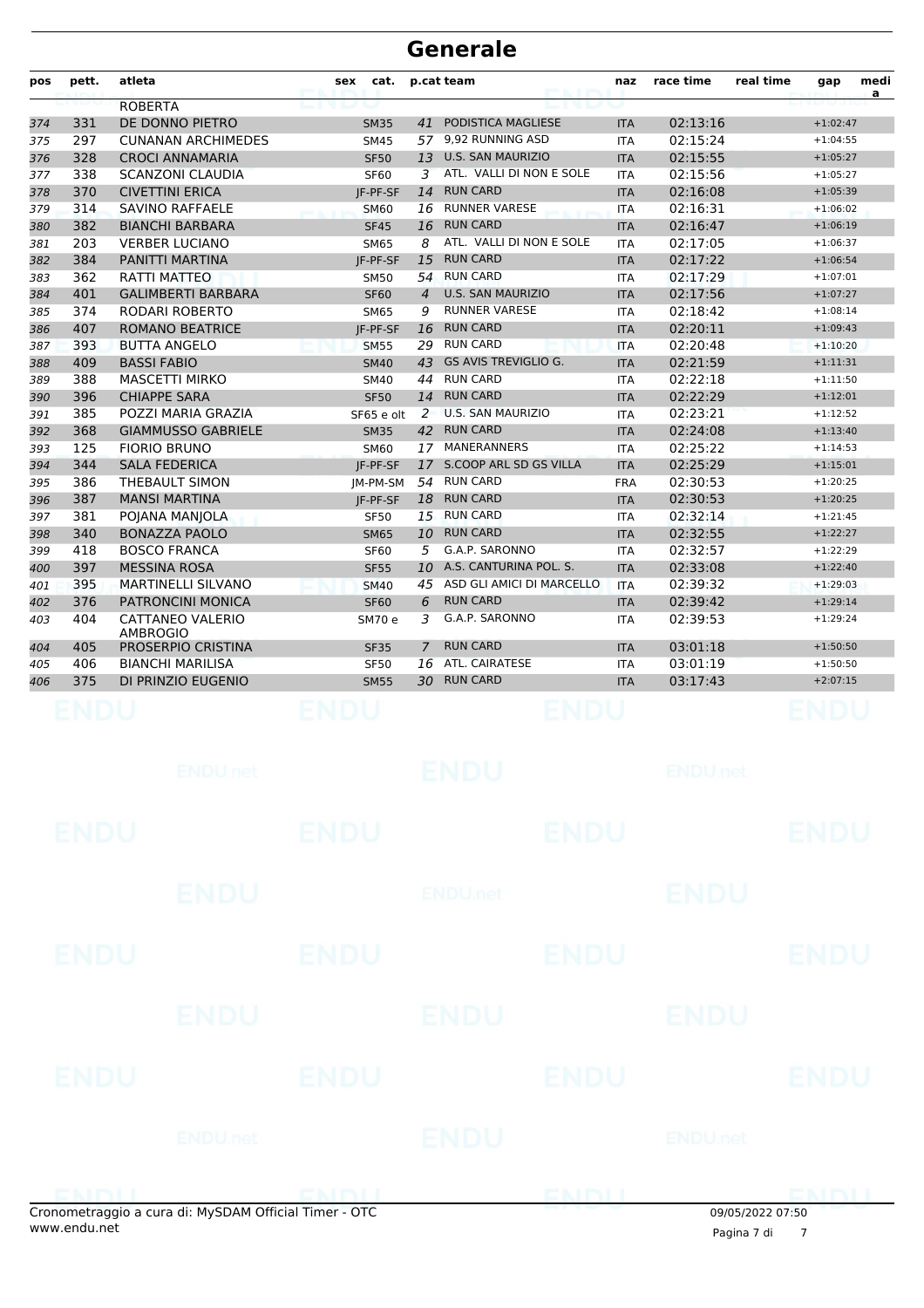# Generale

| pos | pett. | atleta | sex | cat. | p.cat | team | naz | race time | real time | gap | medi a |
|---|---|---|---|---|---|---|---|---|---|---|---|
| | | ROBERTA | | | | | | | | | |
| 374 | 331 | DE DONNO PIETRO | | SM35 | 41 | PODISTICA MAGLIESE | ITA | 02:13:16 | | +1:02:47 | |
| 375 | 297 | CUNANAN ARCHIMEDES | | SM45 | 57 | 9,92 RUNNING ASD | ITA | 02:15:24 | | +1:04:55 | |
| 376 | 328 | CROCI ANNAMARIA | | SF50 | 13 | U.S. SAN MAURIZIO | ITA | 02:15:55 | | +1:05:27 | |
| 377 | 338 | SCANZONI CLAUDIA | | SF60 | 3 | ATL. VALLI DI NON E SOLE | ITA | 02:15:56 | | +1:05:27 | |
| 378 | 370 | CIVETTINI ERICA | | JF-PF-SF | 14 | RUN CARD | ITA | 02:16:08 | | +1:05:39 | |
| 379 | 314 | SAVINO RAFFAELE | | SM60 | 16 | RUNNER VARESE | ITA | 02:16:31 | | +1:06:02 | |
| 380 | 382 | BIANCHI BARBARA | | SF45 | 16 | RUN CARD | ITA | 02:16:47 | | +1:06:19 | |
| 381 | 203 | VERBER LUCIANO | | SM65 | 8 | ATL. VALLI DI NON E SOLE | ITA | 02:17:05 | | +1:06:37 | |
| 382 | 384 | PANITTI MARTINA | | JF-PF-SF | 15 | RUN CARD | ITA | 02:17:22 | | +1:06:54 | |
| 383 | 362 | RATTI MATTEO | | SM50 | 54 | RUN CARD | ITA | 02:17:29 | | +1:07:01 | |
| 384 | 401 | GALIMBERTI BARBARA | | SF60 | 4 | U.S. SAN MAURIZIO | ITA | 02:17:56 | | +1:07:27 | |
| 385 | 374 | RODARI ROBERTO | | SM65 | 9 | RUNNER VARESE | ITA | 02:18:42 | | +1:08:14 | |
| 386 | 407 | ROMANO BEATRICE | | JF-PF-SF | 16 | RUN CARD | ITA | 02:20:11 | | +1:09:43 | |
| 387 | 393 | BUTTA ANGELO | | SM55 | 29 | RUN CARD | ITA | 02:20:48 | | +1:10:20 | |
| 388 | 409 | BASSI FABIO | | SM40 | 43 | GS AVIS TREVIGLIO G. | ITA | 02:21:59 | | +1:11:31 | |
| 389 | 388 | MASCETTI MIRKO | | SM40 | 44 | RUN CARD | ITA | 02:22:18 | | +1:11:50 | |
| 390 | 396 | CHIAPPE SARA | | SF50 | 14 | RUN CARD | ITA | 02:22:29 | | +1:12:01 | |
| 391 | 385 | POZZI MARIA GRAZIA | | SF65 e olt | 2 | U.S. SAN MAURIZIO | ITA | 02:23:21 | | +1:12:52 | |
| 392 | 368 | GIAMMUSSO GABRIELE | | SM35 | 42 | RUN CARD | ITA | 02:24:08 | | +1:13:40 | |
| 393 | 125 | FIORIO BRUNO | | SM60 | 17 | MANERANNERS | ITA | 02:25:22 | | +1:14:53 | |
| 394 | 344 | SALA FEDERICA | | JF-PF-SF | 17 | S.COOP ARL SD GS VILLA | ITA | 02:25:29 | | +1:15:01 | |
| 395 | 386 | THEBAULT SIMON | | JM-PM-SM | 54 | RUN CARD | FRA | 02:30:53 | | +1:20:25 | |
| 396 | 387 | MANSI MARTINA | | JF-PF-SF | 18 | RUN CARD | ITA | 02:30:53 | | +1:20:25 | |
| 397 | 381 | POJANA MANJOLA | | SF50 | 15 | RUN CARD | ITA | 02:32:14 | | +1:21:45 | |
| 398 | 340 | BONAZZA PAOLO | | SM65 | 10 | RUN CARD | ITA | 02:32:55 | | +1:22:27 | |
| 399 | 418 | BOSCO FRANCA | | SF60 | 5 | G.A.P. SARONNO | ITA | 02:32:57 | | +1:22:29 | |
| 400 | 397 | MESSINA ROSA | | SF55 | 10 | A.S. CANTURINA POL. S. | ITA | 02:33:08 | | +1:22:40 | |
| 401 | 395 | MARTINELLI SILVANO | | SM40 | 45 | ASD GLI AMICI DI MARCELLO | ITA | 02:39:32 | | +1:29:03 | |
| 402 | 376 | PATRONCINI MONICA | | SF60 | 6 | RUN CARD | ITA | 02:39:42 | | +1:29:14 | |
| 403 | 404 | CATTANEO VALERIO AMBROGIO | | SM70 e | 3 | G.A.P. SARONNO | ITA | 02:39:53 | | +1:29:24 | |
| 404 | 405 | PROSERPIO CRISTINA | | SF35 | 7 | RUN CARD | ITA | 03:01:18 | | +1:50:50 | |
| 405 | 406 | BIANCHI MARILISA | | SF50 | 16 | ATL. CAIRATESE | ITA | 03:01:19 | | +1:50:50 | |
| 406 | 375 | DI PRINZIO EUGENIO | | SM55 | 30 | RUN CARD | ITA | 03:17:43 | | +2:07:15 | |

Cronometraggio a cura di: MySDAM Official Timer - OTC
www.endu.net

09/05/2022 07:50